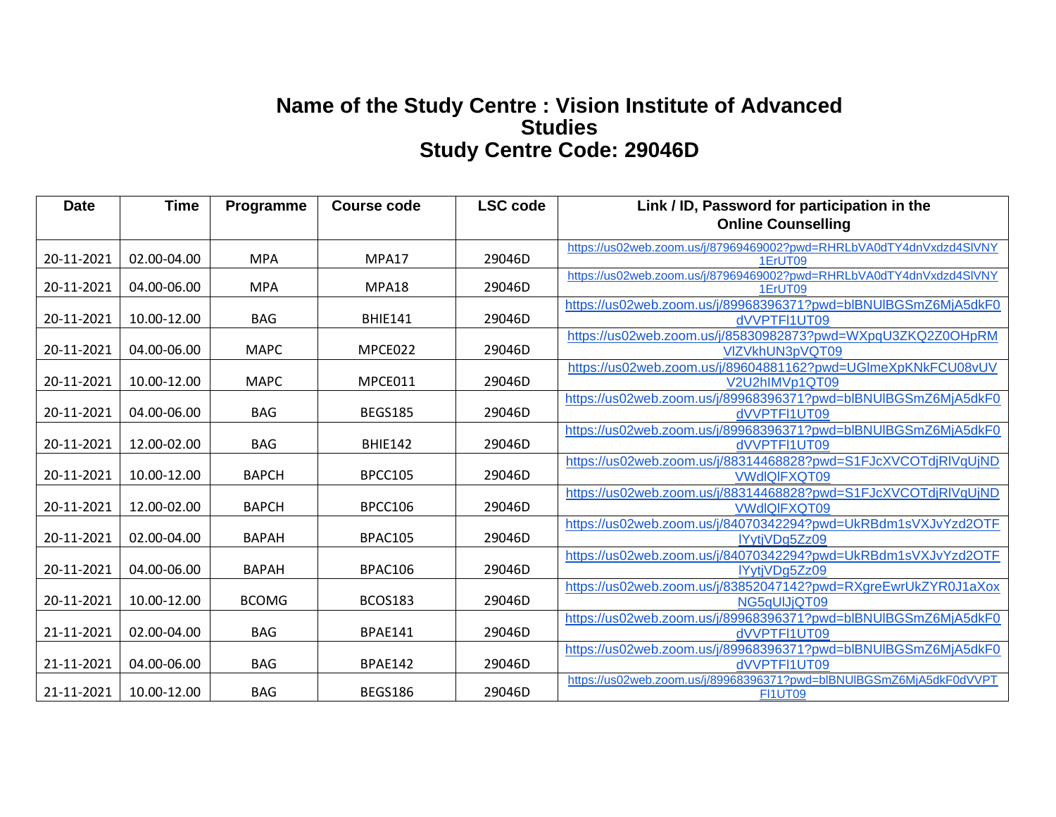# Name of the Study Centre : Vision Institute of Advanced Studies
# Study Centre Code: 29046D

| Date | Time | Programme | Course code | LSC code | Link / ID, Password for participation in the Online Counselling |
|---|---|---|---|---|---|
| 20-11-2021 | 02.00-04.00 | MPA | MPA17 | 29046D | https://us02web.zoom.us/j/87969469002?pwd=RHRLbVA0dTY4dnVxdzd4SlVNY1ErUT09 |
| 20-11-2021 | 04.00-06.00 | MPA | MPA18 | 29046D | https://us02web.zoom.us/j/87969469002?pwd=RHRLbVA0dTY4dnVxdzd4SlVNY1ErUT09 |
| 20-11-2021 | 10.00-12.00 | BAG | BHIE141 | 29046D | https://us02web.zoom.us/j/89968396371?pwd=blBNUlBGSmZ6MjA5dkF0dVVPTFl1UT09 |
| 20-11-2021 | 04.00-06.00 | MAPC | MPCE022 | 29046D | https://us02web.zoom.us/j/85830982873?pwd=WXpqU3ZKQ2Z0OHpRMVlZVkhUN3pVQT09 |
| 20-11-2021 | 10.00-12.00 | MAPC | MPCE011 | 29046D | https://us02web.zoom.us/j/89604881162?pwd=UGlmeXpKNkFCU08vUVV2U2hIMVp1QT09 |
| 20-11-2021 | 04.00-06.00 | BAG | BEGS185 | 29046D | https://us02web.zoom.us/j/89968396371?pwd=blBNUlBGSmZ6MjA5dkF0dVVPTFl1UT09 |
| 20-11-2021 | 12.00-02.00 | BAG | BHIE142 | 29046D | https://us02web.zoom.us/j/89968396371?pwd=blBNUlBGSmZ6MjA5dkF0dVVPTFl1UT09 |
| 20-11-2021 | 10.00-12.00 | BAPCH | BPCC105 | 29046D | https://us02web.zoom.us/j/88314468828?pwd=S1FJcXVCOTdjRlVqUjNDVWdlQlFXQT09 |
| 20-11-2021 | 12.00-02.00 | BAPCH | BPCC106 | 29046D | https://us02web.zoom.us/j/88314468828?pwd=S1FJcXVCOTdjRlVqUjNDVWdlQlFXQT09 |
| 20-11-2021 | 02.00-04.00 | BAPAH | BPAC105 | 29046D | https://us02web.zoom.us/j/84070342294?pwd=UkRBdm1sVXJvYzd2OTFlYytjVDg5Zz09 |
| 20-11-2021 | 04.00-06.00 | BAPAH | BPAC106 | 29046D | https://us02web.zoom.us/j/84070342294?pwd=UkRBdm1sVXJvYzd2OTFlYytjVDg5Zz09 |
| 20-11-2021 | 10.00-12.00 | BCOMG | BCOS183 | 29046D | https://us02web.zoom.us/j/83852047142?pwd=RXgreEwrUkZYR0J1aXoxNG5qUlJjQT09 |
| 21-11-2021 | 02.00-04.00 | BAG | BPAE141 | 29046D | https://us02web.zoom.us/j/89968396371?pwd=blBNUlBGSmZ6MjA5dkF0dVVPTFl1UT09 |
| 21-11-2021 | 04.00-06.00 | BAG | BPAE142 | 29046D | https://us02web.zoom.us/j/89968396371?pwd=blBNUlBGSmZ6MjA5dkF0dVVPTFl1UT09 |
| 21-11-2021 | 10.00-12.00 | BAG | BEGS186 | 29046D | https://us02web.zoom.us/j/89968396371?pwd=blBNUlBGSmZ6MjA5dkF0dVVPTFl1UT09 |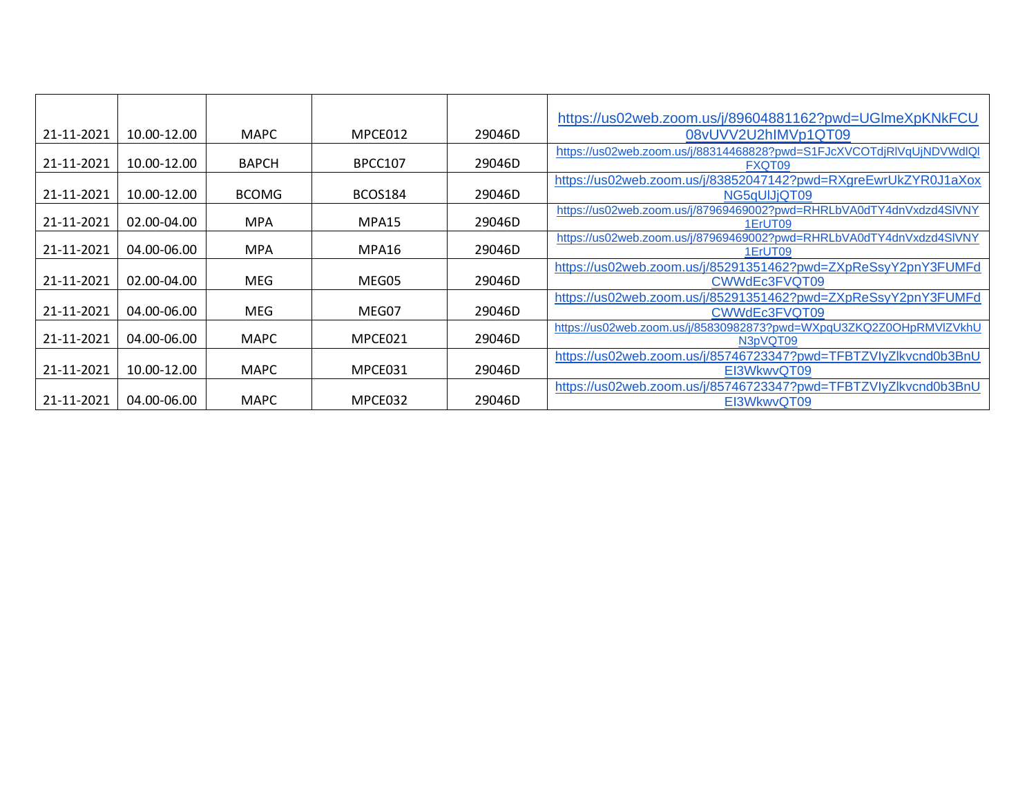| | | | | | |
|---|---|---|---|---|---|
| 21-11-2021 | 10.00-12.00 | MAPC | MPCE012 | 29046D | https://us02web.zoom.us/j/89604881162?pwd=UGlmeXpKNkFCU08vUVV2U2hIMVp1QT09 |
| 21-11-2021 | 10.00-12.00 | BAPCH | BPCC107 | 29046D | https://us02web.zoom.us/j/88314468828?pwd=S1FJcXVCOTdjRlVqUjNDVWdlQlFXQT09 |
| 21-11-2021 | 10.00-12.00 | BCOMG | BCOS184 | 29046D | https://us02web.zoom.us/j/83852047142?pwd=RXgreEwrUkZYR0J1aXoxNG5qUlJjQT09 |
| 21-11-2021 | 02.00-04.00 | MPA | MPA15 | 29046D | https://us02web.zoom.us/j/87969469002?pwd=RHRLbVA0dTY4dnVxdzd4SlVNY1ErUT09 |
| 21-11-2021 | 04.00-06.00 | MPA | MPA16 | 29046D | https://us02web.zoom.us/j/87969469002?pwd=RHRLbVA0dTY4dnVxdzd4SlVNY1ErUT09 |
| 21-11-2021 | 02.00-04.00 | MEG | MEG05 | 29046D | https://us02web.zoom.us/j/85291351462?pwd=ZXpReSsyY2pnY3FUMFdCWWdEc3FVQT09 |
| 21-11-2021 | 04.00-06.00 | MEG | MEG07 | 29046D | https://us02web.zoom.us/j/85291351462?pwd=ZXpReSsyY2pnY3FUMFdCWWdEc3FVQT09 |
| 21-11-2021 | 04.00-06.00 | MAPC | MPCE021 | 29046D | https://us02web.zoom.us/j/85830982873?pwd=WXpqU3ZKQ2Z0OHpRMVlZVkhUN3pVQT09 |
| 21-11-2021 | 10.00-12.00 | MAPC | MPCE031 | 29046D | https://us02web.zoom.us/j/85746723347?pwd=TFBTZVlyZlkvcnd0b3BnUEI3WkwvQT09 |
| 21-11-2021 | 04.00-06.00 | MAPC | MPCE032 | 29046D | https://us02web.zoom.us/j/85746723347?pwd=TFBTZVlyZlkvcnd0b3BnUEI3WkwvQT09 |